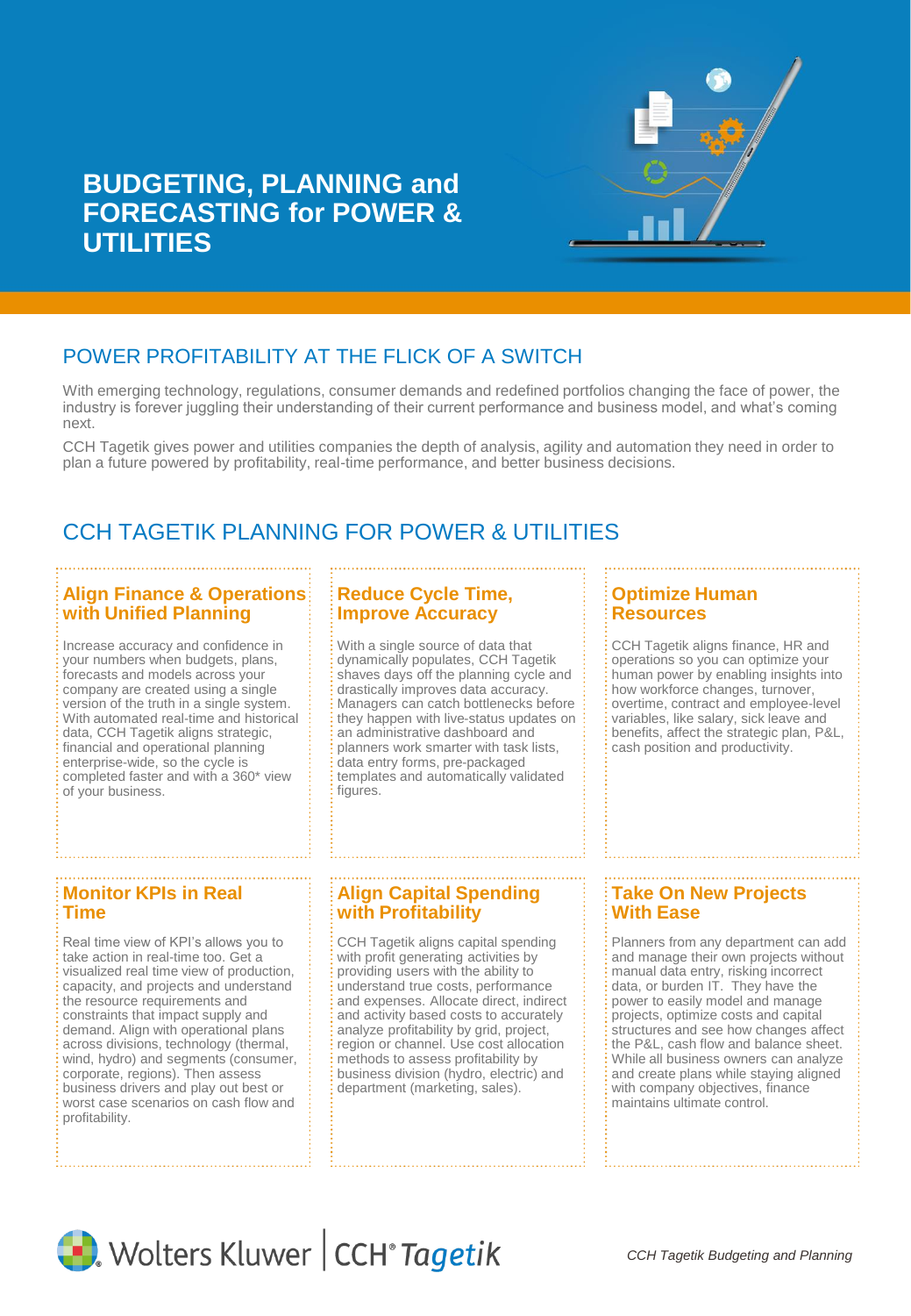# BUDGETING, PLANNING and FORECASTING for POWER & UTILITIES

## POWER PROFITABILITY AT THE FLICK OF A SWITCH

With emerging technology, regulations, consumer demands and redefined portfolios changing the face of power, the industry is forever juggling their understanding of their current performance and business model, and what's coming next.

CCH Tagetik gives power and utilities companies the depth of analysis, agility and automation they need in order to plan a future powered by profitability, real-time performance, and better business decisions.

## CCH TAGETIK PLANNING FOR POWER & UTILITIES

### Align Finance & Operations with Unified Planning

Increase accuracy and confidence in your numbers when budgets, plans, forecasts and models across your company are created using a single version of the truth in a single system. With automated real-time and historical data, CCH Tagetik aligns strategic, financial and operational planning enterprise-wide, so the cycle is completed faster and with a 360* view of your business.

### Reduce Cycle Time, Improve Accuracy

With a single source of data that dynamically populates, CCH Tagetik shaves days off the planning cycle and drastically improves data accuracy. Managers can catch bottlenecks before they happen with live-status updates on an administrative dashboard and planners work smarter with task lists, data entry forms, pre-packaged templates and automatically validated figures.

### Optimize Human Resources

CCH Tagetik aligns finance, HR and operations so you can optimize your human power by enabling insights into how workforce changes, turnover, overtime, contract and employee-level variables, like salary, sick leave and benefits, affect the strategic plan, P&L, cash position and productivity.

### Monitor KPIs in Real Time

Real time view of KPI's allows you to take action in real-time too. Get a visualized real time view of production, capacity, and projects and understand the resource requirements and constraints that impact supply and demand. Align with operational plans across divisions, technology (thermal, wind, hydro) and segments (consumer, corporate, regions). Then assess business drivers and play out best or worst case scenarios on cash flow and profitability.

### Align Capital Spending with Profitability

CCH Tagetik aligns capital spending with profit generating activities by providing users with the ability to understand true costs, performance and expenses. Allocate direct, indirect and activity based costs to accurately analyze profitability by grid, project, region or channel. Use cost allocation methods to assess profitability by business division (hydro, electric) and department (marketing, sales).

### Take On New Projects With Ease

Planners from any department can add and manage their own projects without manual data entry, risking incorrect data, or burden IT. They have the power to easily model and manage projects, optimize costs and capital structures and see how changes affect the P&L, cash flow and balance sheet. While all business owners can analyze and create plans while staying aligned with company objectives, finance maintains ultimate control.

Wolters Kluwer | CCH® Tagetik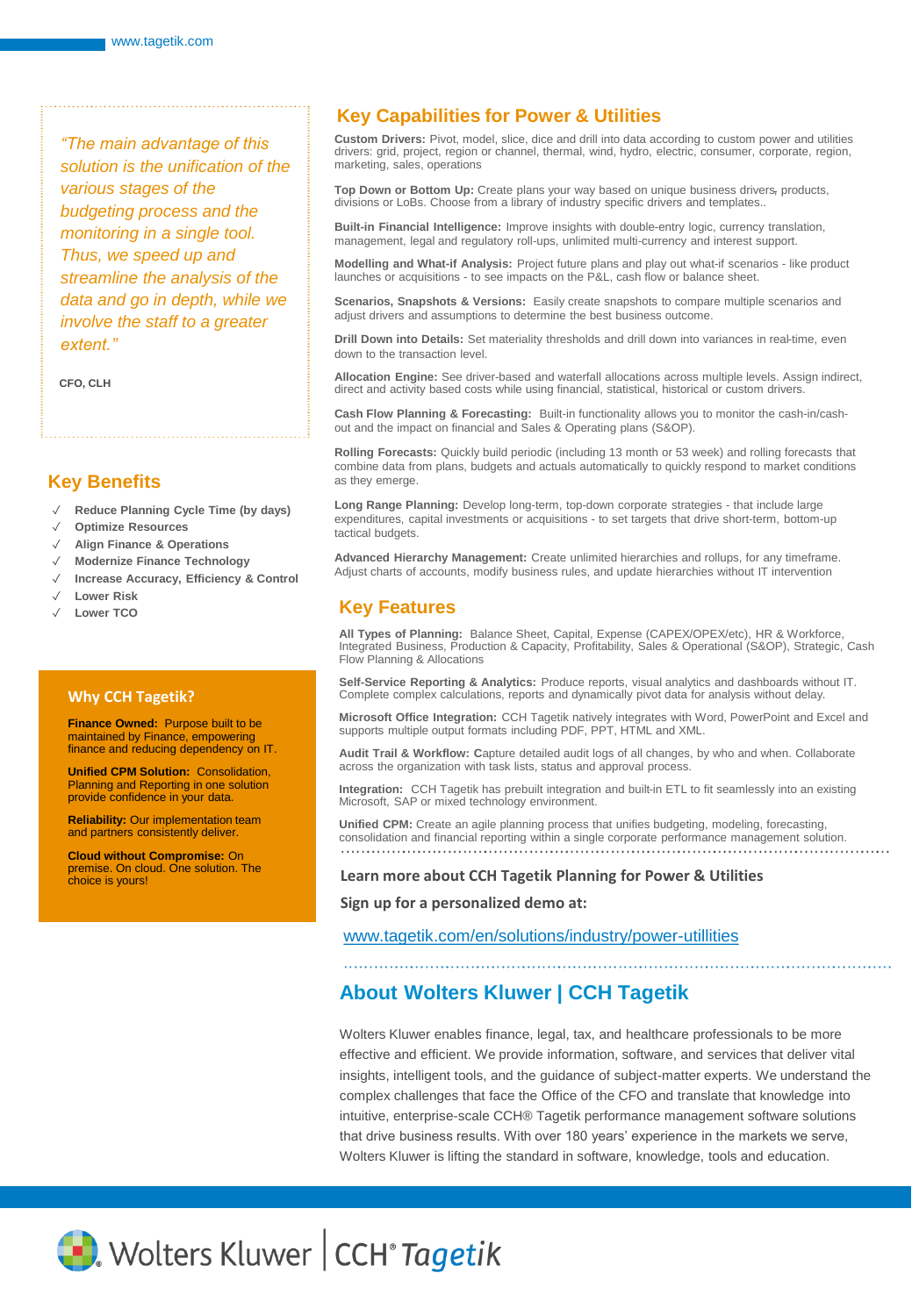*"The main advantage of this solution is the unification of the various stages of the budgeting process and the monitoring in a single tool. Thus, we speed up and streamline the analysis of the data and go in depth, while we involve the staff to a greater extent."*

**CFO, CLH**

## Key Benefits

- ✓ Reduce Planning Cycle Time (by days)
- ✓ Optimize Resources
- ✓ Align Finance & Operations
- ✓ Modernize Finance Technology
- ✓ Increase Accuracy, Efficiency & Control
- ✓ Lower Risk
- ✓ Lower TCO

### Why CCH Tagetik?

**Finance Owned:** Purpose built to be maintained by Finance, empowering finance and reducing dependency on IT.

**Unified CPM Solution:** Consolidation, Planning and Reporting in one solution provide confidence in your data.

**Reliability:** Our implementation team and partners consistently deliver.

**Cloud without Compromise:** On premise. On cloud. One solution. The choice is yours!

## Key Capabilities for Power & Utilities

**Custom Drivers:** Pivot, model, slice, dice and drill into data according to custom power and utilities drivers: grid, project, region or channel, thermal, wind, hydro, electric, consumer, corporate, region, marketing, sales, operations

**Top Down or Bottom Up:** Create plans your way based on unique business drivers, products, divisions or LoBs. Choose from a library of industry specific drivers and templates..

**Built-in Financial Intelligence:** Improve insights with double-entry logic, currency translation, management, legal and regulatory roll-ups, unlimited multi-currency and interest support.

**Modelling and What-if Analysis:** Project future plans and play out what-if scenarios - like product launches or acquisitions - to see impacts on the P&L, cash flow or balance sheet.

**Scenarios, Snapshots & Versions:** Easily create snapshots to compare multiple scenarios and adjust drivers and assumptions to determine the best business outcome.

**Drill Down into Details:** Set materiality thresholds and drill down into variances in real-time, even down to the transaction level.

**Allocation Engine:** See driver-based and waterfall allocations across multiple levels. Assign indirect, direct and activity based costs while using financial, statistical, historical or custom drivers.

**Cash Flow Planning & Forecasting:** Built-in functionality allows you to monitor the cash-in/cash-out and the impact on financial and Sales & Operating plans (S&OP).

**Rolling Forecasts:** Quickly build periodic (including 13 month or 53 week) and rolling forecasts that combine data from plans, budgets and actuals automatically to quickly respond to market conditions as they emerge.

**Long Range Planning:** Develop long-term, top-down corporate strategies - that include large expenditures, capital investments or acquisitions - to set targets that drive short-term, bottom-up tactical budgets.

**Advanced Hierarchy Management:** Create unlimited hierarchies and rollups, for any timeframe. Adjust charts of accounts, modify business rules, and update hierarchies without IT intervention

## Key Features

**All Types of Planning:** Balance Sheet, Capital, Expense (CAPEX/OPEX/etc), HR & Workforce, Integrated Business, Production & Capacity, Profitability, Sales & Operational (S&OP), Strategic, Cash Flow Planning & Allocations

**Self-Service Reporting & Analytics:** Produce reports, visual analytics and dashboards without IT. Complete complex calculations, reports and dynamically pivot data for analysis without delay.

**Microsoft Office Integration:** CCH Tagetik natively integrates with Word, PowerPoint and Excel and supports multiple output formats including PDF, PPT, HTML and XML.

**Audit Trail & Workflow:** Capture detailed audit logs of all changes, by who and when. Collaborate across the organization with task lists, status and approval process.

**Integration:** CCH Tagetik has prebuilt integration and built-in ETL to fit seamlessly into an existing Microsoft, SAP or mixed technology environment.

**Unified CPM:** Create an agile planning process that unifies budgeting, modeling, forecasting, consolidation and financial reporting within a single corporate performance management solution.

**Learn more about CCH Tagetik Planning for Power & Utilities**

**Sign up for a personalized demo at:**

www.tagetik.com/en/solutions/industry/power-utillities

## About Wolters Kluwer | CCH Tagetik

Wolters Kluwer enables finance, legal, tax, and healthcare professionals to be more effective and efficient. We provide information, software, and services that deliver vital insights, intelligent tools, and the guidance of subject-matter experts. We understand the complex challenges that face the Office of the CFO and translate that knowledge into intuitive, enterprise-scale CCH® Tagetik performance management software solutions that drive business results. With over 180 years' experience in the markets we serve, Wolters Kluwer is lifting the standard in software, knowledge, tools and education.

Wolters Kluwer | CCH® Tagetik